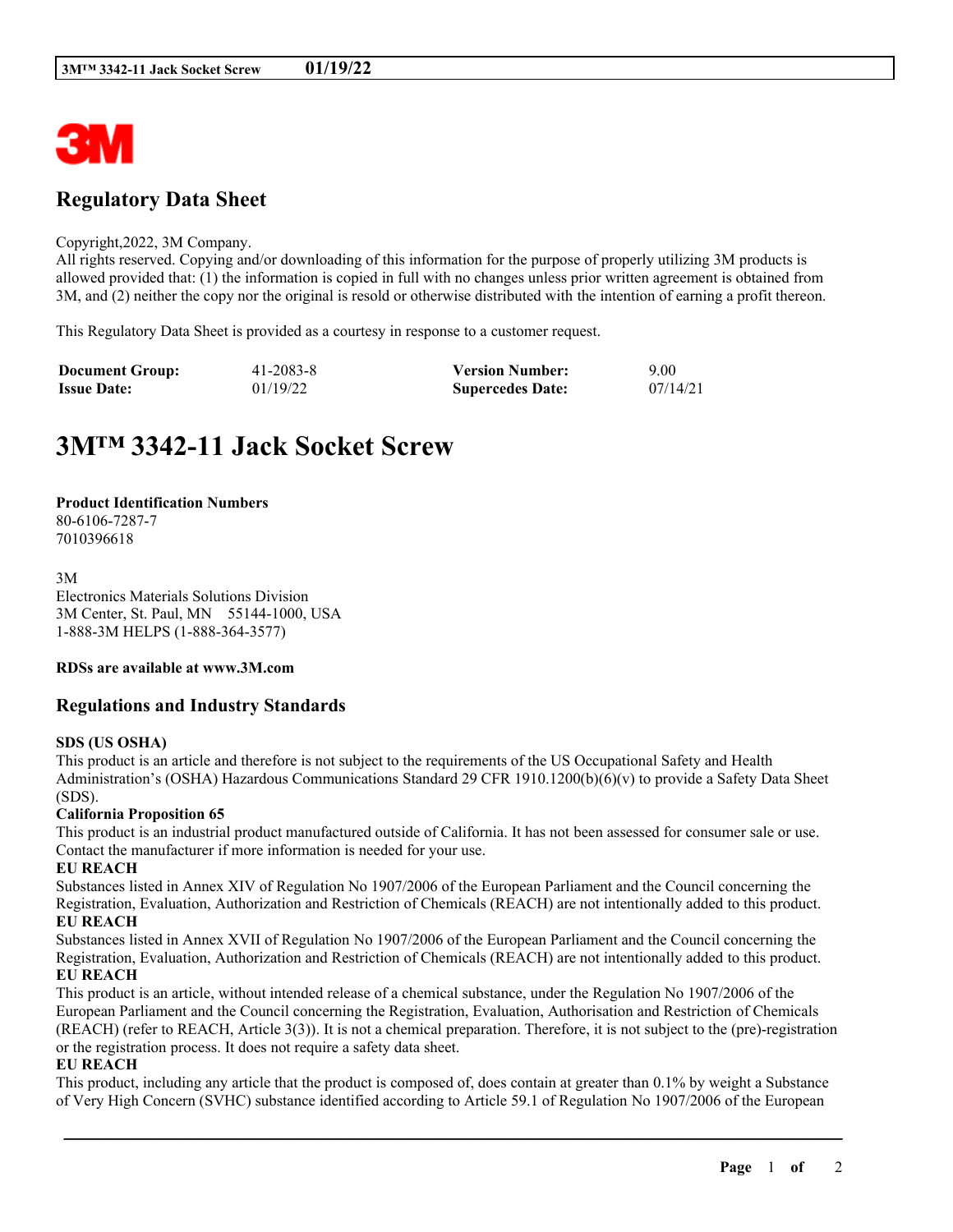# Regulatory Data Sheet

Copyright,2022, 3M Company.
All rights reserved. Copying and/or downloading of this information for the purpose of properly utilizing 3M products is allowed provided that: (1) the information is copied in full with no changes unless prior written agreement is obtained from 3M, and (2) neither the copy nor the original is resold or otherwise distributed with the intention of earning a profit thereon.

This Regulatory Data Sheet is provided as a courtesy in response to a customer request.

| **Document Group:** | 41-2083-8 | **Version Number:** | 9.00 |
|---|---|---|---|
| **Issue Date:** | 01/19/22 | **Supercedes Date:** | 07/14/21 |

# 3M™ 3342-11 Jack Socket Screw

**Product Identification Numbers**
80-6106-7287-7
7010396618

3M
Electronics Materials Solutions Division
3M Center, St. Paul, MN 55144-1000, USA
1-888-3M HELPS (1-888-364-3577)

**RDSs are available at www.3M.com**

## Regulations and Industry Standards

**SDS (US OSHA)**
This product is an article and therefore is not subject to the requirements of the US Occupational Safety and Health Administration's (OSHA) Hazardous Communications Standard 29 CFR 1910.1200(b)(6)(v) to provide a Safety Data Sheet (SDS).

**California Proposition 65**
This product is an industrial product manufactured outside of California. It has not been assessed for consumer sale or use. Contact the manufacturer if more information is needed for your use.

**EU REACH**
Substances listed in Annex XIV of Regulation No 1907/2006 of the European Parliament and the Council concerning the Registration, Evaluation, Authorization and Restriction of Chemicals (REACH) are not intentionally added to this product.

**EU REACH**
Substances listed in Annex XVII of Regulation No 1907/2006 of the European Parliament and the Council concerning the Registration, Evaluation, Authorization and Restriction of Chemicals (REACH) are not intentionally added to this product.

**EU REACH**
This product is an article, without intended release of a chemical substance, under the Regulation No 1907/2006 of the European Parliament and the Council concerning the Registration, Evaluation, Authorisation and Restriction of Chemicals (REACH) (refer to REACH, Article 3(3)). It is not a chemical preparation. Therefore, it is not subject to the (pre)-registration or the registration process. It does not require a safety data sheet.

**EU REACH**
This product, including any article that the product is composed of, does contain at greater than 0.1% by weight a Substance of Very High Concern (SVHC) substance identified according to Article 59.1 of Regulation No 1907/2006 of the European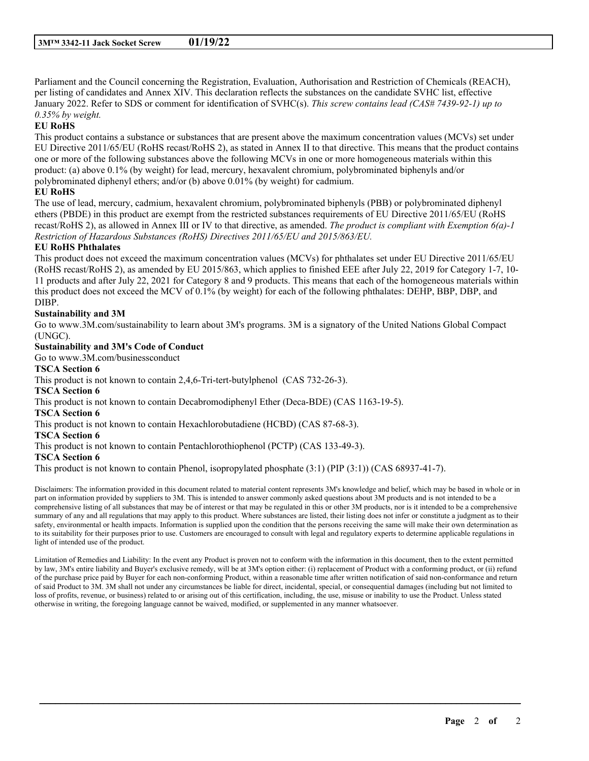Parliament and the Council concerning the Registration, Evaluation, Authorisation and Restriction of Chemicals (REACH), per listing of candidates and Annex XIV. This declaration reflects the substances on the candidate SVHC list, effective January 2022. Refer to SDS or comment for identification of SVHC(s). *This screw contains lead (CAS# 7439-92-1) up to 0.35% by weight.*

**EU RoHS**

This product contains a substance or substances that are present above the maximum concentration values (MCVs) set under EU Directive 2011/65/EU (RoHS recast/RoHS 2), as stated in Annex II to that directive. This means that the product contains one or more of the following substances above the following MCVs in one or more homogeneous materials within this product: (a) above 0.1% (by weight) for lead, mercury, hexavalent chromium, polybrominated biphenyls and/or polybrominated diphenyl ethers; and/or (b) above 0.01% (by weight) for cadmium.

**EU RoHS**

The use of lead, mercury, cadmium, hexavalent chromium, polybrominated biphenyls (PBB) or polybrominated diphenyl ethers (PBDE) in this product are exempt from the restricted substances requirements of EU Directive 2011/65/EU (RoHS recast/RoHS 2), as allowed in Annex III or IV to that directive, as amended. *The product is compliant with Exemption 6(a)-1 Restriction of Hazardous Substances (RoHS) Directives 2011/65/EU and 2015/863/EU.*

**EU RoHS Phthalates**

This product does not exceed the maximum concentration values (MCVs) for phthalates set under EU Directive 2011/65/EU (RoHS recast/RoHS 2), as amended by EU 2015/863, which applies to finished EEE after July 22, 2019 for Category 1-7, 10-11 products and after July 22, 2021 for Category 8 and 9 products. This means that each of the homogeneous materials within this product does not exceed the MCV of 0.1% (by weight) for each of the following phthalates: DEHP, BBP, DBP, and DIBP.

**Sustainability and 3M**

Go to www.3M.com/sustainability to learn about 3M's programs. 3M is a signatory of the United Nations Global Compact (UNGC).

**Sustainability and 3M's Code of Conduct**

Go to www.3M.com/businessconduct

**TSCA Section 6**

This product is not known to contain 2,4,6-Tri-tert-butylphenol (CAS 732-26-3).

**TSCA Section 6**

This product is not known to contain Decabromodiphenyl Ether (Deca-BDE) (CAS 1163-19-5).

**TSCA Section 6**

This product is not known to contain Hexachlorobutadiene (HCBD) (CAS 87-68-3).

**TSCA Section 6**

This product is not known to contain Pentachlorothiophenol (PCTP) (CAS 133-49-3).

**TSCA Section 6**

This product is not known to contain Phenol, isopropylated phosphate (3:1) (PIP (3:1)) (CAS 68937-41-7).

Disclaimers: The information provided in this document related to material content represents 3M's knowledge and belief, which may be based in whole or in part on information provided by suppliers to 3M. This is intended to answer commonly asked questions about 3M products and is not intended to be a comprehensive listing of all substances that may be of interest or that may be regulated in this or other 3M products, nor is it intended to be a comprehensive summary of any and all regulations that may apply to this product. Where substances are listed, their listing does not infer or constitute a judgment as to their safety, environmental or health impacts. Information is supplied upon the condition that the persons receiving the same will make their own determination as to its suitability for their purposes prior to use. Customers are encouraged to consult with legal and regulatory experts to determine applicable regulations in light of intended use of the product.

Limitation of Remedies and Liability: In the event any Product is proven not to conform with the information in this document, then to the extent permitted by law, 3M's entire liability and Buyer's exclusive remedy, will be at 3M's option either: (i) replacement of Product with a conforming product, or (ii) refund of the purchase price paid by Buyer for each non-conforming Product, within a reasonable time after written notification of said non-conformance and return of said Product to 3M. 3M shall not under any circumstances be liable for direct, incidental, special, or consequential damages (including but not limited to loss of profits, revenue, or business) related to or arising out of this certification, including, the use, misuse or inability to use the Product. Unless stated otherwise in writing, the foregoing language cannot be waived, modified, or supplemented in any manner whatsoever.